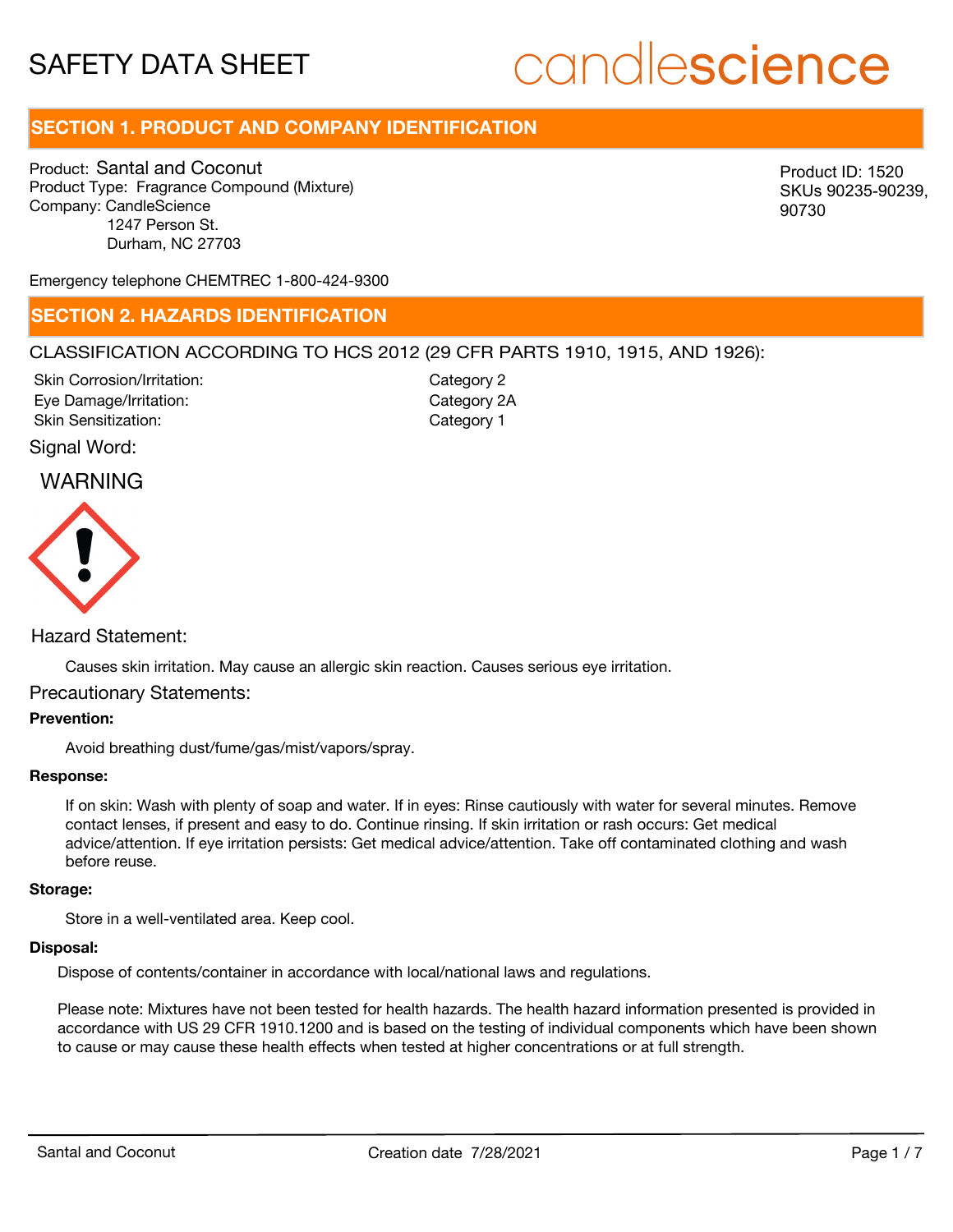# SAFETY DATA SHEET

candlescience

## SECTION 1. PRODUCT AND COMPANY IDENTIFICATION

Product: Santal and Coconut
Product Type: Fragrance Compound (Mixture)
Company: CandleScience
1247 Person St.
Durham, NC 27703

Product ID: 1520
SKUs 90235-90239, 90730

Emergency telephone CHEMTREC 1-800-424-9300

## SECTION 2. HAZARDS IDENTIFICATION

CLASSIFICATION ACCORDING TO HCS 2012 (29 CFR PARTS 1910, 1915, AND 1926):

| | |
|---|---|
| Skin Corrosion/Irritation: | Category 2 |
| Eye Damage/Irritation: | Category 2A |
| Skin Sensitization: | Category 1 |

Signal Word:

WARNING

Hazard Statement:

Causes skin irritation. May cause an allergic skin reaction. Causes serious eye irritation.

Precautionary Statements:

**Prevention:**

Avoid breathing dust/fume/gas/mist/vapors/spray.

**Response:**

If on skin: Wash with plenty of soap and water. If in eyes: Rinse cautiously with water for several minutes. Remove contact lenses, if present and easy to do. Continue rinsing. If skin irritation or rash occurs: Get medical advice/attention. If eye irritation persists: Get medical advice/attention. Take off contaminated clothing and wash before reuse.

**Storage:**

Store in a well-ventilated area. Keep cool.

**Disposal:**

Dispose of contents/container in accordance with local/national laws and regulations.

Please note: Mixtures have not been tested for health hazards. The health hazard information presented is provided in accordance with US 29 CFR 1910.1200 and is based on the testing of individual components which have been shown to cause or may cause these health effects when tested at higher concentrations or at full strength.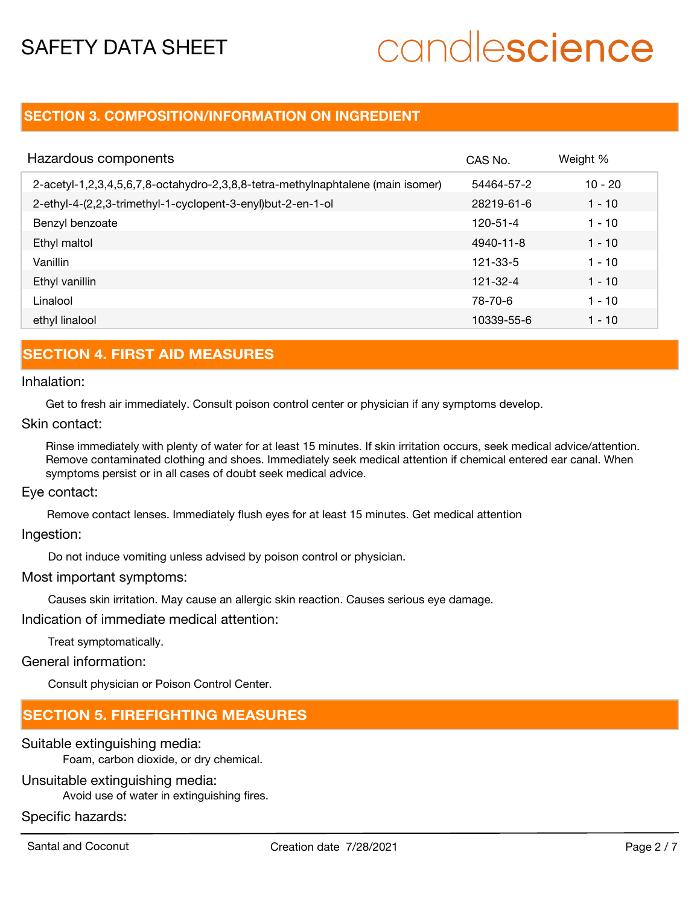## SECTION 3. COMPOSITION/INFORMATION ON INGREDIENT

| Hazardous components | CAS No. | Weight % |
|---|---|---|
| 2-acetyl-1,2,3,4,5,6,7,8-octahydro-2,3,8,8-tetra-methylnaphtalene (main isomer) | 54464-57-2 | 10 - 20 |
| 2-ethyl-4-(2,2,3-trimethyl-1-cyclopent-3-enyl)but-2-en-1-ol | 28219-61-6 | 1 - 10 |
| Benzyl benzoate | 120-51-4 | 1 - 10 |
| Ethyl maltol | 4940-11-8 | 1 - 10 |
| Vanillin | 121-33-5 | 1 - 10 |
| Ethyl vanillin | 121-32-4 | 1 - 10 |
| Linalool | 78-70-6 | 1 - 10 |
| ethyl linalool | 10339-55-6 | 1 - 10 |

## SECTION 4. FIRST AID MEASURES

Inhalation:

Get to fresh air immediately. Consult poison control center or physician if any symptoms develop.

Skin contact:

Rinse immediately with plenty of water for at least 15 minutes. If skin irritation occurs, seek medical advice/attention. Remove contaminated clothing and shoes. Immediately seek medical attention if chemical entered ear canal. When symptoms persist or in all cases of doubt seek medical advice.

Eye contact:

Remove contact lenses. Immediately flush eyes for at least 15 minutes. Get medical attention

Ingestion:

Do not induce vomiting unless advised by poison control or physician.

Most important symptoms:

Causes skin irritation. May cause an allergic skin reaction. Causes serious eye damage.

Indication of immediate medical attention:

Treat symptomatically.

General information:

Consult physician or Poison Control Center.

## SECTION 5. FIREFIGHTING MEASURES

Suitable extinguishing media:

Foam, carbon dioxide, or dry chemical.

Unsuitable extinguishing media:

Avoid use of water in extinguishing fires.

Specific hazards: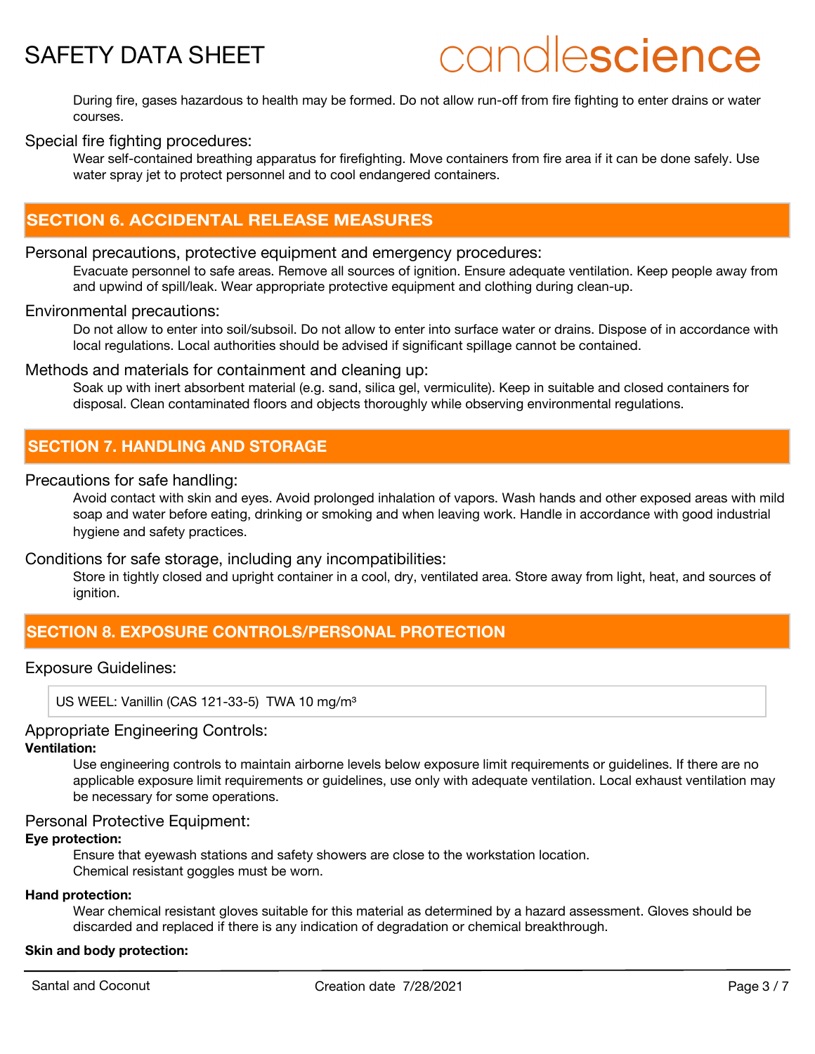During fire, gases hazardous to health may be formed. Do not allow run-off from fire fighting to enter drains or water courses.

Special fire fighting procedures:

Wear self-contained breathing apparatus for firefighting. Move containers from fire area if it can be done safely. Use water spray jet to protect personnel and to cool endangered containers.

## SECTION 6. ACCIDENTAL RELEASE MEASURES

Personal precautions, protective equipment and emergency procedures:

Evacuate personnel to safe areas. Remove all sources of ignition. Ensure adequate ventilation. Keep people away from and upwind of spill/leak. Wear appropriate protective equipment and clothing during clean-up.

Environmental precautions:

Do not allow to enter into soil/subsoil. Do not allow to enter into surface water or drains. Dispose of in accordance with local regulations. Local authorities should be advised if significant spillage cannot be contained.

Methods and materials for containment and cleaning up:

Soak up with inert absorbent material (e.g. sand, silica gel, vermiculite). Keep in suitable and closed containers for disposal. Clean contaminated floors and objects thoroughly while observing environmental regulations.

## SECTION 7. HANDLING AND STORAGE

Precautions for safe handling:

Avoid contact with skin and eyes. Avoid prolonged inhalation of vapors. Wash hands and other exposed areas with mild soap and water before eating, drinking or smoking and when leaving work. Handle in accordance with good industrial hygiene and safety practices.

Conditions for safe storage, including any incompatibilities:

Store in tightly closed and upright container in a cool, dry, ventilated area. Store away from light, heat, and sources of ignition.

## SECTION 8. EXPOSURE CONTROLS/PERSONAL PROTECTION

Exposure Guidelines:

| US WEEL: Vanillin (CAS 121-33-5) TWA 10 mg/m³ |
|---|

Appropriate Engineering Controls:

**Ventilation:**

Use engineering controls to maintain airborne levels below exposure limit requirements or guidelines. If there are no applicable exposure limit requirements or guidelines, use only with adequate ventilation. Local exhaust ventilation may be necessary for some operations.

Personal Protective Equipment:

**Eye protection:**

Ensure that eyewash stations and safety showers are close to the workstation location.
Chemical resistant goggles must be worn.

**Hand protection:**

Wear chemical resistant gloves suitable for this material as determined by a hazard assessment. Gloves should be discarded and replaced if there is any indication of degradation or chemical breakthrough.

**Skin and body protection:**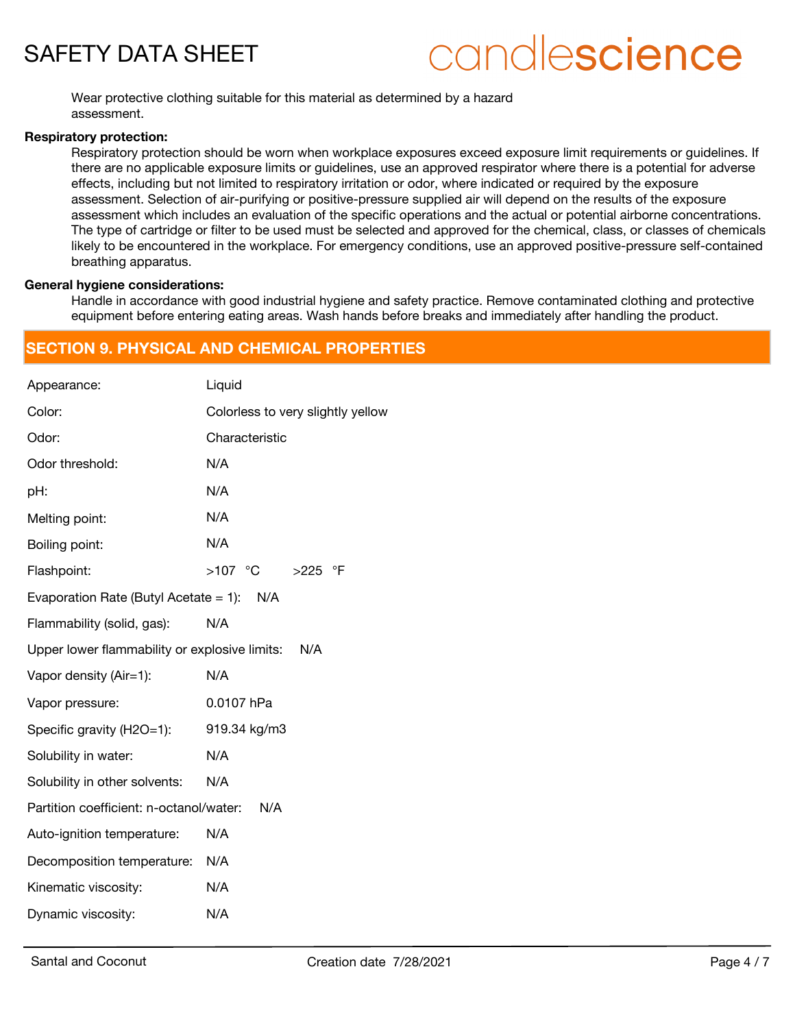Wear protective clothing suitable for this material as determined by a hazard assessment.

**Respiratory protection:**

Respiratory protection should be worn when workplace exposures exceed exposure limit requirements or guidelines. If there are no applicable exposure limits or guidelines, use an approved respirator where there is a potential for adverse effects, including but not limited to respiratory irritation or odor, where indicated or required by the exposure assessment. Selection of air-purifying or positive-pressure supplied air will depend on the results of the exposure assessment which includes an evaluation of the specific operations and the actual or potential airborne concentrations. The type of cartridge or filter to be used must be selected and approved for the chemical, class, or classes of chemicals likely to be encountered in the workplace. For emergency conditions, use an approved positive-pressure self-contained breathing apparatus.

**General hygiene considerations:**

Handle in accordance with good industrial hygiene and safety practice. Remove contaminated clothing and protective equipment before entering eating areas. Wash hands before breaks and immediately after handling the product.

## SECTION 9. PHYSICAL AND CHEMICAL PROPERTIES

| | |
|---|---|
| Appearance: | Liquid |
| Color: | Colorless to very slightly yellow |
| Odor: | Characteristic |
| Odor threshold: | N/A |
| pH: | N/A |
| Melting point: | N/A |
| Boiling point: | N/A |
| Flashpoint: | >107 °C &nbsp;&nbsp; >225 °F |
| Evaporation Rate (Butyl Acetate = 1): | N/A |
| Flammability (solid, gas): | N/A |
| Upper lower flammability or explosive limits: | N/A |
| Vapor density (Air=1): | N/A |
| Vapor pressure: | 0.0107 hPa |
| Specific gravity (H2O=1): | 919.34 kg/m3 |
| Solubility in water: | N/A |
| Solubility in other solvents: | N/A |
| Partition coefficient: n-octanol/water: | N/A |
| Auto-ignition temperature: | N/A |
| Decomposition temperature: | N/A |
| Kinematic viscosity: | N/A |
| Dynamic viscosity: | N/A |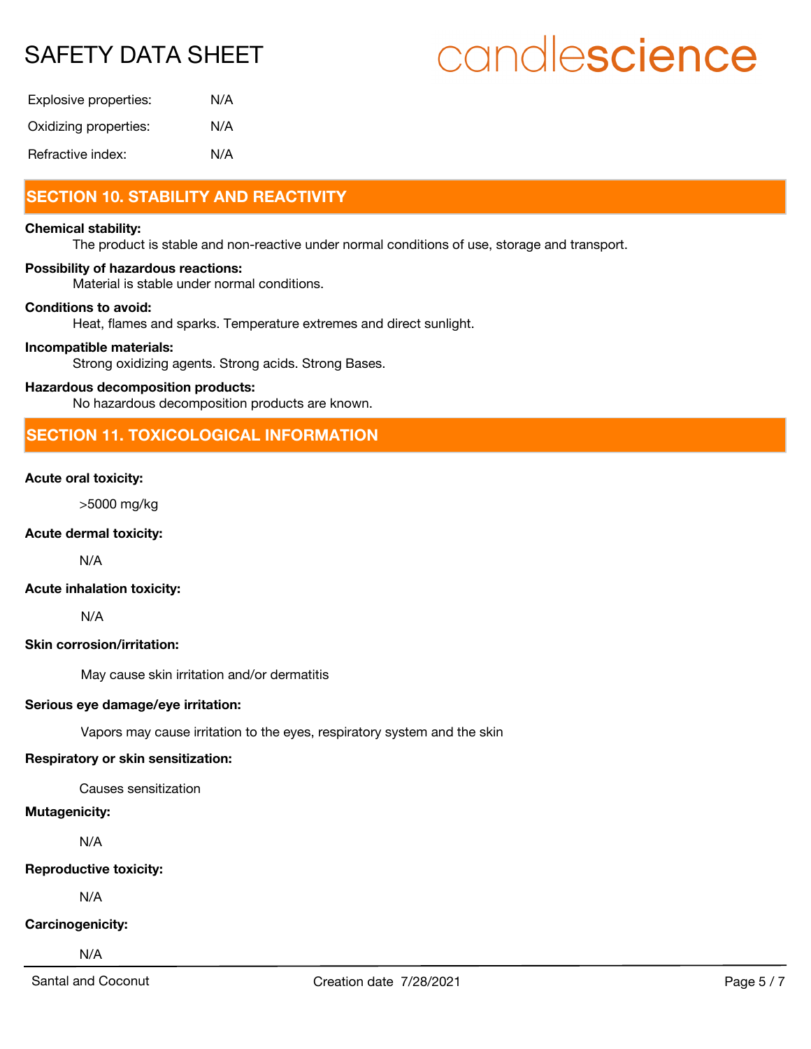| | |
|---|---|
| Explosive properties: | N/A |
| Oxidizing properties: | N/A |
| Refractive index: | N/A |

## SECTION 10. STABILITY AND REACTIVITY

**Chemical stability:**

The product is stable and non-reactive under normal conditions of use, storage and transport.

**Possibility of hazardous reactions:**

Material is stable under normal conditions.

**Conditions to avoid:**

Heat, flames and sparks. Temperature extremes and direct sunlight.

**Incompatible materials:**

Strong oxidizing agents. Strong acids. Strong Bases.

**Hazardous decomposition products:**

No hazardous decomposition products are known.

## SECTION 11. TOXICOLOGICAL INFORMATION

**Acute oral toxicity:**

>5000 mg/kg

**Acute dermal toxicity:**

N/A

**Acute inhalation toxicity:**

N/A

**Skin corrosion/irritation:**

May cause skin irritation and/or dermatitis

**Serious eye damage/eye irritation:**

Vapors may cause irritation to the eyes, respiratory system and the skin

**Respiratory or skin sensitization:**

Causes sensitization

**Mutagenicity:**

N/A

**Reproductive toxicity:**

N/A

**Carcinogenicity:**

N/A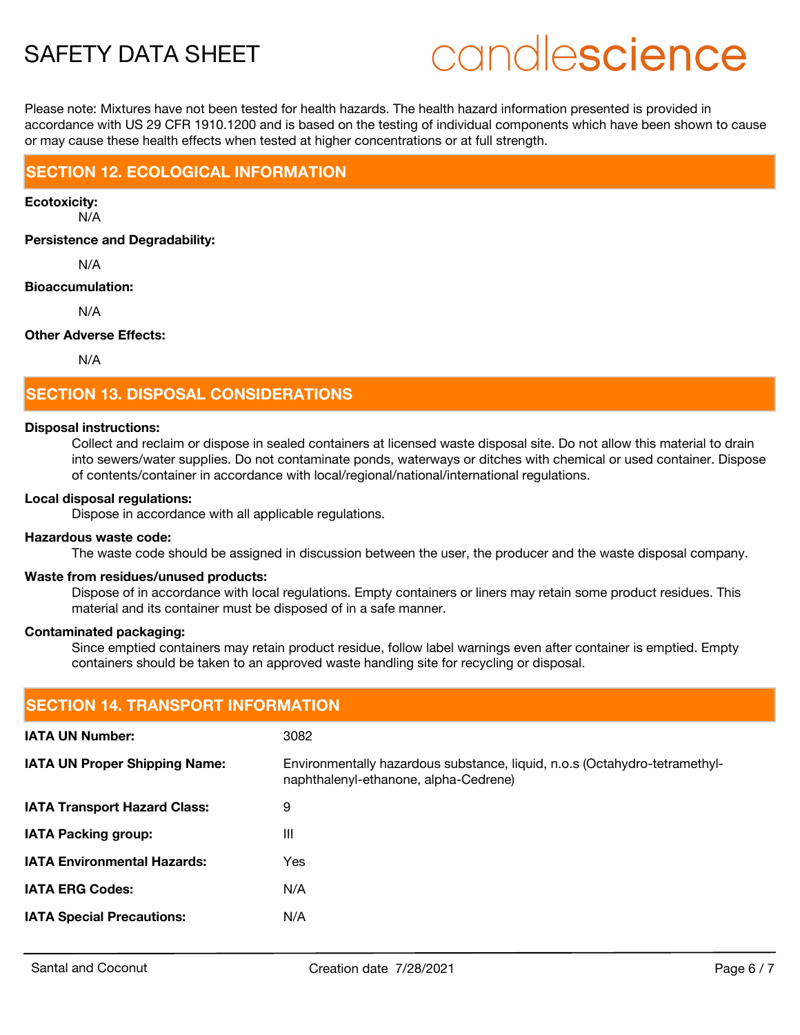Please note: Mixtures have not been tested for health hazards. The health hazard information presented is provided in accordance with US 29 CFR 1910.1200 and is based on the testing of individual components which have been shown to cause or may cause these health effects when tested at higher concentrations or at full strength.

## SECTION 12. ECOLOGICAL INFORMATION

**Ecotoxicity:**

N/A

**Persistence and Degradability:**

N/A

**Bioaccumulation:**

N/A

**Other Adverse Effects:**

N/A

## SECTION 13. DISPOSAL CONSIDERATIONS

**Disposal instructions:**

Collect and reclaim or dispose in sealed containers at licensed waste disposal site. Do not allow this material to drain into sewers/water supplies. Do not contaminate ponds, waterways or ditches with chemical or used container. Dispose of contents/container in accordance with local/regional/national/international regulations.

**Local disposal regulations:**

Dispose in accordance with all applicable regulations.

**Hazardous waste code:**

The waste code should be assigned in discussion between the user, the producer and the waste disposal company.

**Waste from residues/unused products:**

Dispose of in accordance with local regulations. Empty containers or liners may retain some product residues. This material and its container must be disposed of in a safe manner.

**Contaminated packaging:**

Since emptied containers may retain product residue, follow label warnings even after container is emptied. Empty containers should be taken to an approved waste handling site for recycling or disposal.

## SECTION 14. TRANSPORT INFORMATION

| | |
|---|---|
| **IATA UN Number:** | 3082 |
| **IATA UN Proper Shipping Name:** | Environmentally hazardous substance, liquid, n.o.s (Octahydro-tetramethyl-naphthalenyl-ethanone, alpha-Cedrene) |
| **IATA Transport Hazard Class:** | 9 |
| **IATA Packing group:** | III |
| **IATA Environmental Hazards:** | Yes |
| **IATA ERG Codes:** | N/A |
| **IATA Special Precautions:** | N/A |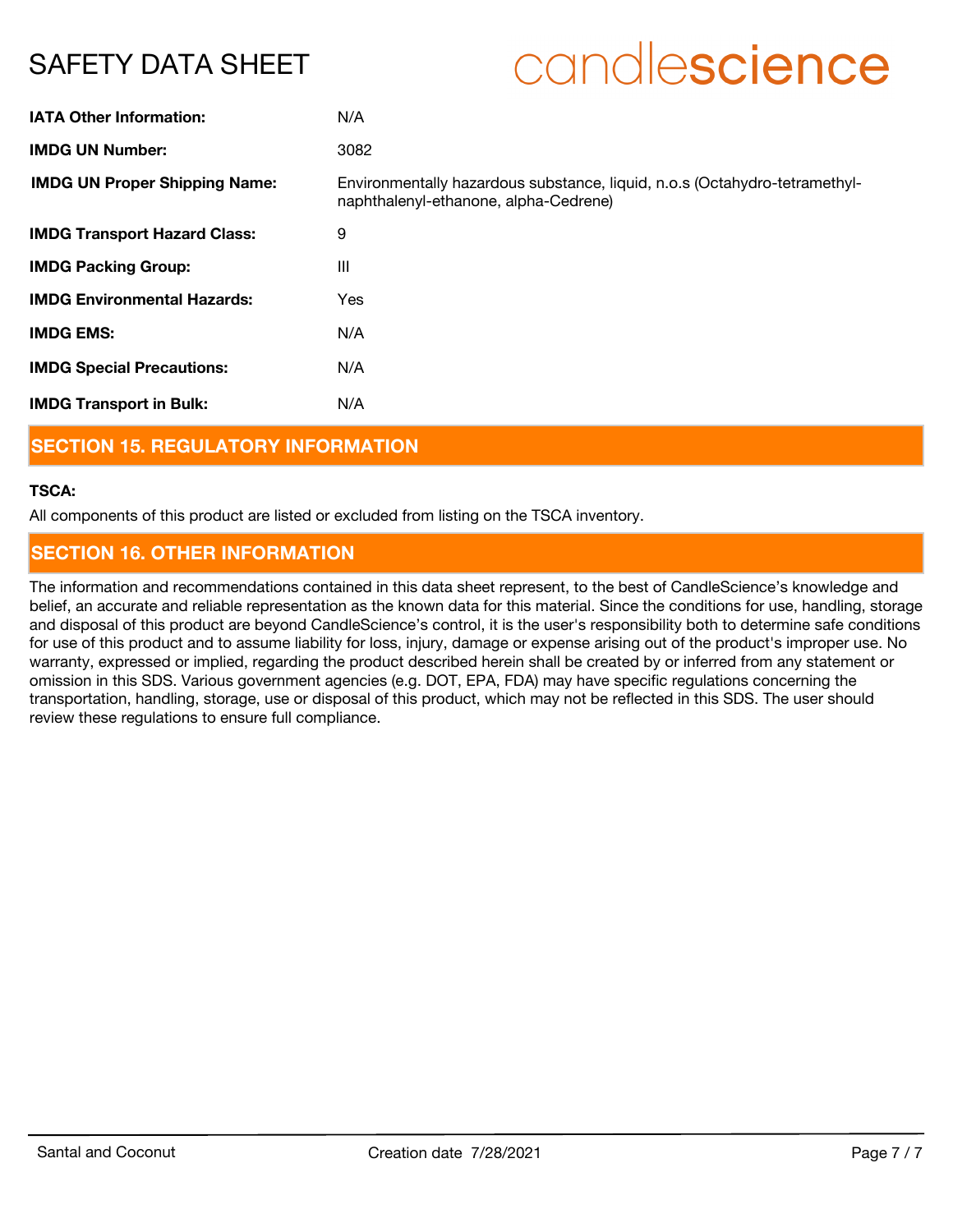| | |
|---|---|
| **IATA Other Information:** | N/A |
| **IMDG UN Number:** | 3082 |
| **IMDG UN Proper Shipping Name:** | Environmentally hazardous substance, liquid, n.o.s (Octahydro-tetramethyl-naphthalenyl-ethanone, alpha-Cedrene) |
| **IMDG Transport Hazard Class:** | 9 |
| **IMDG Packing Group:** | III |
| **IMDG Environmental Hazards:** | Yes |
| **IMDG EMS:** | N/A |
| **IMDG Special Precautions:** | N/A |
| **IMDG Transport in Bulk:** | N/A |

## SECTION 15. REGULATORY INFORMATION

**TSCA:**

All components of this product are listed or excluded from listing on the TSCA inventory.

## SECTION 16. OTHER INFORMATION

The information and recommendations contained in this data sheet represent, to the best of CandleScience's knowledge and belief, an accurate and reliable representation as the known data for this material. Since the conditions for use, handling, storage and disposal of this product are beyond CandleScience's control, it is the user's responsibility both to determine safe conditions for use of this product and to assume liability for loss, injury, damage or expense arising out of the product's improper use. No warranty, expressed or implied, regarding the product described herein shall be created by or inferred from any statement or omission in this SDS. Various government agencies (e.g. DOT, EPA, FDA) may have specific regulations concerning the transportation, handling, storage, use or disposal of this product, which may not be reflected in this SDS. The user should review these regulations to ensure full compliance.